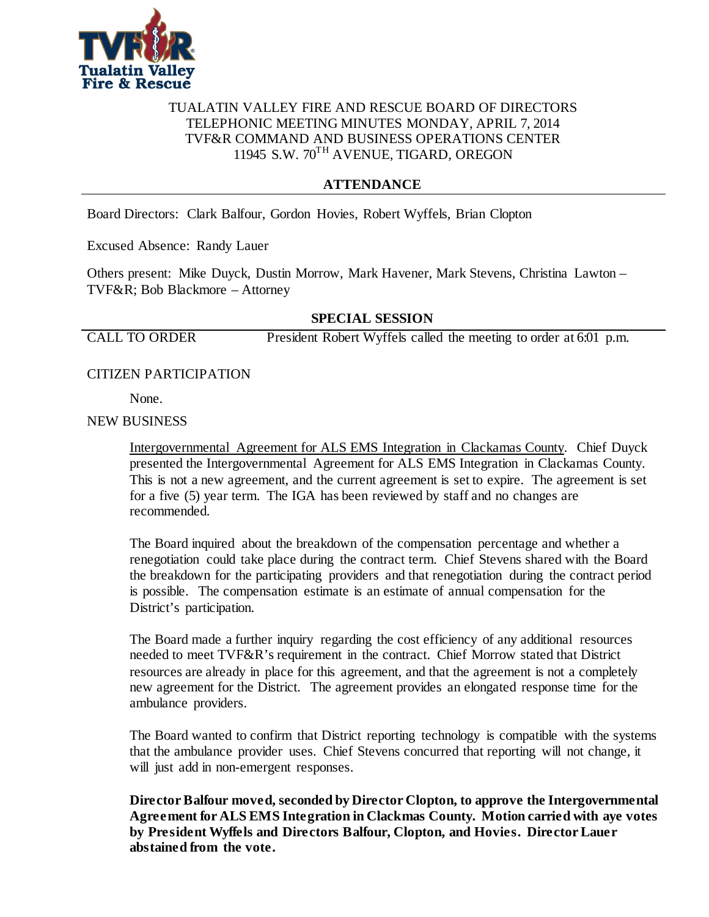# TUALATIN VALLEY FIRE AND RESCUE BOARD OF DIRECTORS
## TELEPHONIC MEETING MINUTES MONDAY, APRIL 7, 2014
## TVF&R COMMAND AND BUSINESS OPERATIONS CENTER
## 11945 S.W. 70TH AVENUE, TIGARD, OREGON

## ATTENDANCE

Board Directors: Clark Balfour, Gordon Hovies, Robert Wyffels, Brian Clopton

Excused Absence: Randy Lauer

Others present: Mike Duyck, Dustin Morrow, Mark Havener, Mark Stevens, Christina Lawton – TVF&R; Bob Blackmore – Attorney

## SPECIAL SESSION

CALL TO ORDER President Robert Wyffels called the meeting to order at 6:01 p.m.

CITIZEN PARTICIPATION

None.

NEW BUSINESS

Intergovernmental Agreement for ALS EMS Integration in Clackamas County. Chief Duyck presented the Intergovernmental Agreement for ALS EMS Integration in Clackamas County. This is not a new agreement, and the current agreement is set to expire. The agreement is set for a five (5) year term. The IGA has been reviewed by staff and no changes are recommended.

The Board inquired about the breakdown of the compensation percentage and whether a renegotiation could take place during the contract term. Chief Stevens shared with the Board the breakdown for the participating providers and that renegotiation during the contract period is possible. The compensation estimate is an estimate of annual compensation for the District's participation.

The Board made a further inquiry regarding the cost efficiency of any additional resources needed to meet TVF&R's requirement in the contract. Chief Morrow stated that District resources are already in place for this agreement, and that the agreement is not a completely new agreement for the District. The agreement provides an elongated response time for the ambulance providers.

The Board wanted to confirm that District reporting technology is compatible with the systems that the ambulance provider uses. Chief Stevens concurred that reporting will not change, it will just add in non-emergent responses.

**Director Balfour moved, seconded by Director Clopton, to approve the Intergovernmental Agreement for ALS EMS Integration in Clackmas County. Motion carried with aye votes by President Wyffels and Directors Balfour, Clopton, and Hovies. Director Lauer abstained from the vote.**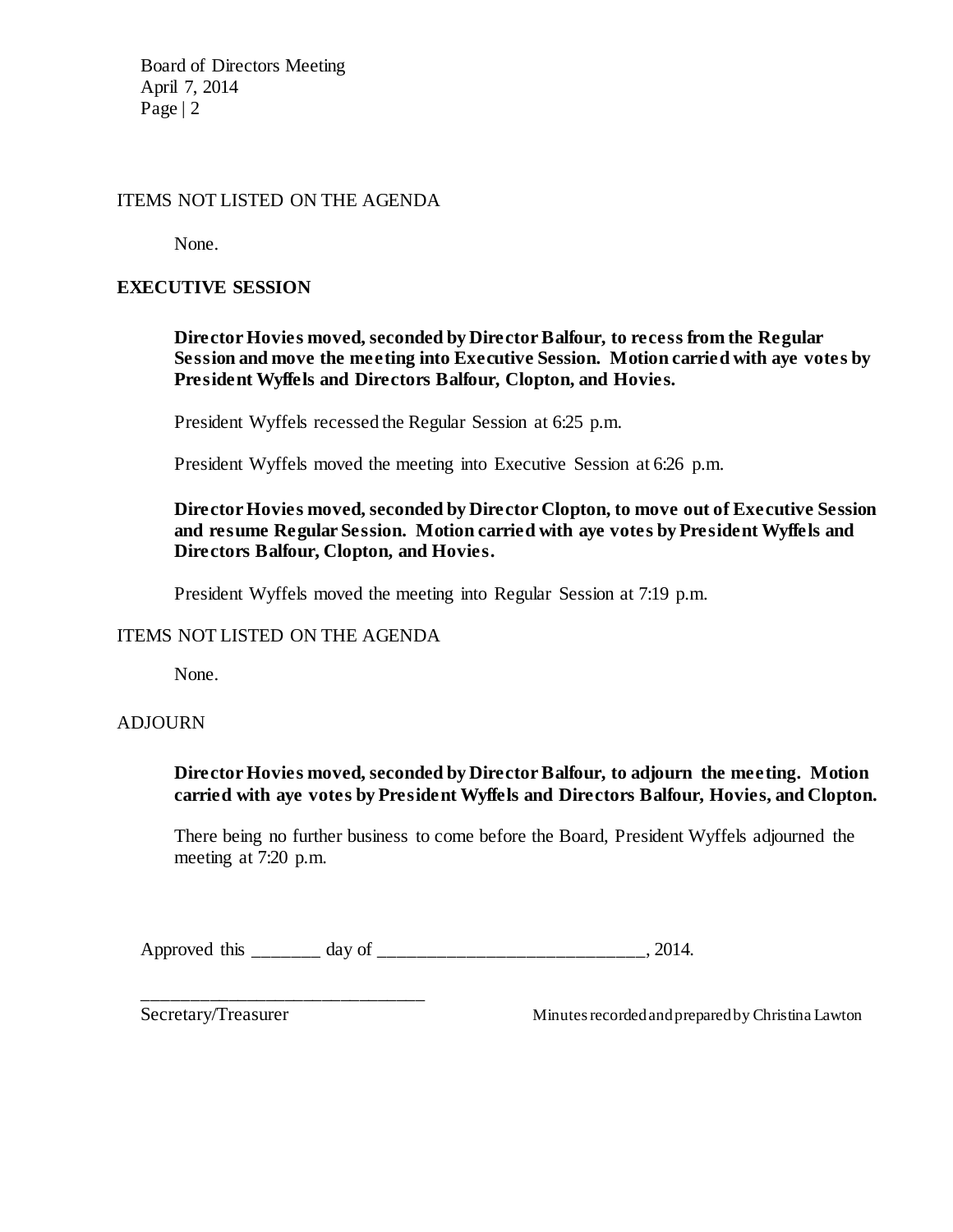ITEMS NOT LISTED ON THE AGENDA

None.

**EXECUTIVE SESSION**

**Director Hovies moved, seconded by Director Balfour, to recess from the Regular Session and move the meeting into Executive Session. Motion carried with aye votes by President Wyffels and Directors Balfour, Clopton, and Hovies.**

President Wyffels recessed the Regular Session at 6:25 p.m.

President Wyffels moved the meeting into Executive Session at 6:26 p.m.

**Director Hovies moved, seconded by Director Clopton, to move out of Executive Session and resume Regular Session. Motion carried with aye votes by President Wyffels and Directors Balfour, Clopton, and Hovies.**

President Wyffels moved the meeting into Regular Session at 7:19 p.m.

ITEMS NOT LISTED ON THE AGENDA

None.

ADJOURN

**Director Hovies moved, seconded by Director Balfour, to adjourn the meeting. Motion carried with aye votes by President Wyffels and Directors Balfour, Hovies, and Clopton.**

There being no further business to come before the Board, President Wyffels adjourned the meeting at 7:20 p.m.

Approved this _______ day of ____________________________, 2014.

______________________________
Secretary/Treasurer

Minutes recorded and prepared by Christina Lawton